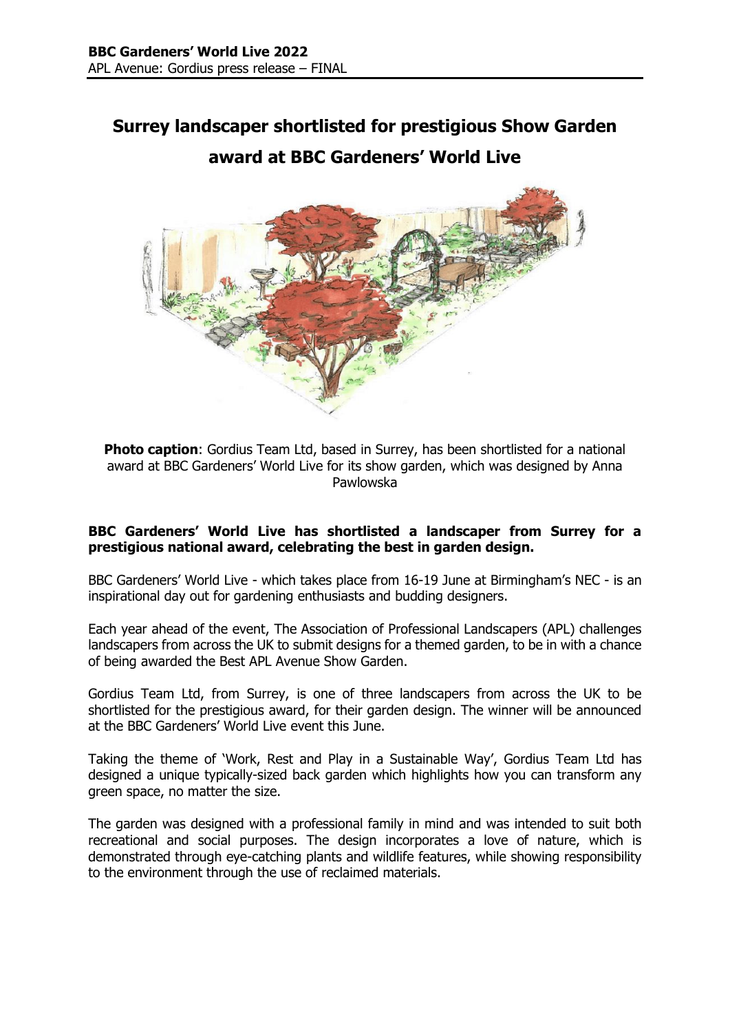# Surrey landscaper shortlisted for prestigious Show Garden award at BBC Gardeners' World Live

**Photo caption**: Gordius Team Ltd, based in Surrey, has been shortlisted for a national award at BBC Gardeners' World Live for its show garden, which was designed by Anna Pawlowska

**BBC Gardeners' World Live has shortlisted a landscaper from Surrey for a prestigious national award, celebrating the best in garden design.**

BBC Gardeners' World Live - which takes place from 16-19 June at Birmingham's NEC - is an inspirational day out for gardening enthusiasts and budding designers.

Each year ahead of the event, The Association of Professional Landscapers (APL) challenges landscapers from across the UK to submit designs for a themed garden, to be in with a chance of being awarded the Best APL Avenue Show Garden.

Gordius Team Ltd, from Surrey, is one of three landscapers from across the UK to be shortlisted for the prestigious award, for their garden design. The winner will be announced at the BBC Gardeners' World Live event this June.

Taking the theme of 'Work, Rest and Play in a Sustainable Way', Gordius Team Ltd has designed a unique typically-sized back garden which highlights how you can transform any green space, no matter the size.

The garden was designed with a professional family in mind and was intended to suit both recreational and social purposes. The design incorporates a love of nature, which is demonstrated through eye-catching plants and wildlife features, while showing responsibility to the environment through the use of reclaimed materials.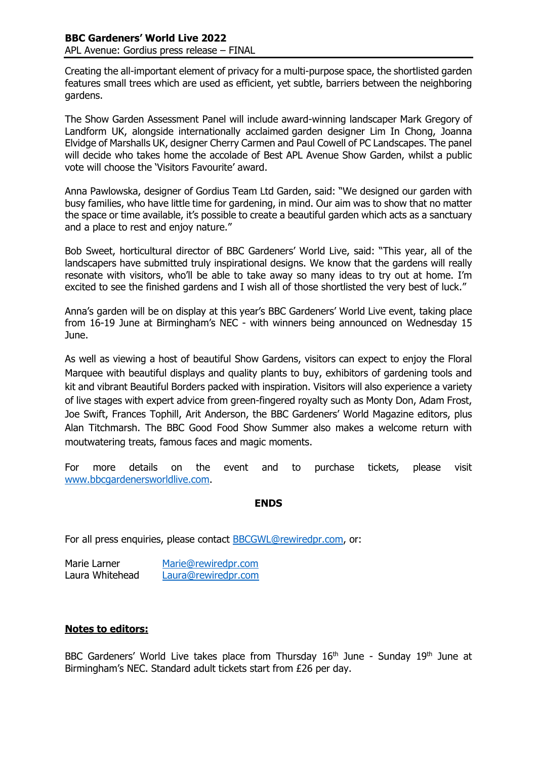Creating the all-important element of privacy for a multi-purpose space, the shortlisted garden features small trees which are used as efficient, yet subtle, barriers between the neighboring gardens.

The Show Garden Assessment Panel will include award-winning landscaper Mark Gregory of Landform UK, alongside internationally acclaimed garden designer Lim In Chong, Joanna Elvidge of Marshalls UK, designer Cherry Carmen and Paul Cowell of PC Landscapes. The panel will decide who takes home the accolade of Best APL Avenue Show Garden, whilst a public vote will choose the 'Visitors Favourite' award.

Anna Pawlowska, designer of Gordius Team Ltd Garden, said: "We designed our garden with busy families, who have little time for gardening, in mind. Our aim was to show that no matter the space or time available, it's possible to create a beautiful garden which acts as a sanctuary and a place to rest and enjoy nature."

Bob Sweet, horticultural director of BBC Gardeners' World Live, said: "This year, all of the landscapers have submitted truly inspirational designs. We know that the gardens will really resonate with visitors, who'll be able to take away so many ideas to try out at home. I'm excited to see the finished gardens and I wish all of those shortlisted the very best of luck."

Anna's garden will be on display at this year's BBC Gardeners' World Live event, taking place from 16-19 June at Birmingham's NEC - with winners being announced on Wednesday 15 June.

As well as viewing a host of beautiful Show Gardens, visitors can expect to enjoy the Floral Marquee with beautiful displays and quality plants to buy, exhibitors of gardening tools and kit and vibrant Beautiful Borders packed with inspiration. Visitors will also experience a variety of live stages with expert advice from green-fingered royalty such as Monty Don, Adam Frost, Joe Swift, Frances Tophill, Arit Anderson, the BBC Gardeners' World Magazine editors, plus Alan Titchmarsh. The BBC Good Food Show Summer also makes a welcome return with moutwatering treats, famous faces and magic moments.

For more details on the event and to purchase tickets, please visit www.bbcgardenersworldlive.com.

**ENDS**

For all press enquiries, please contact BBCGWL@rewiredpr.com, or:

Marie Larner Marie@rewiredpr.com
Laura Whitehead Laura@rewiredpr.com

**Notes to editors:**

BBC Gardeners' World Live takes place from Thursday 16th June - Sunday 19th June at Birmingham's NEC. Standard adult tickets start from £26 per day.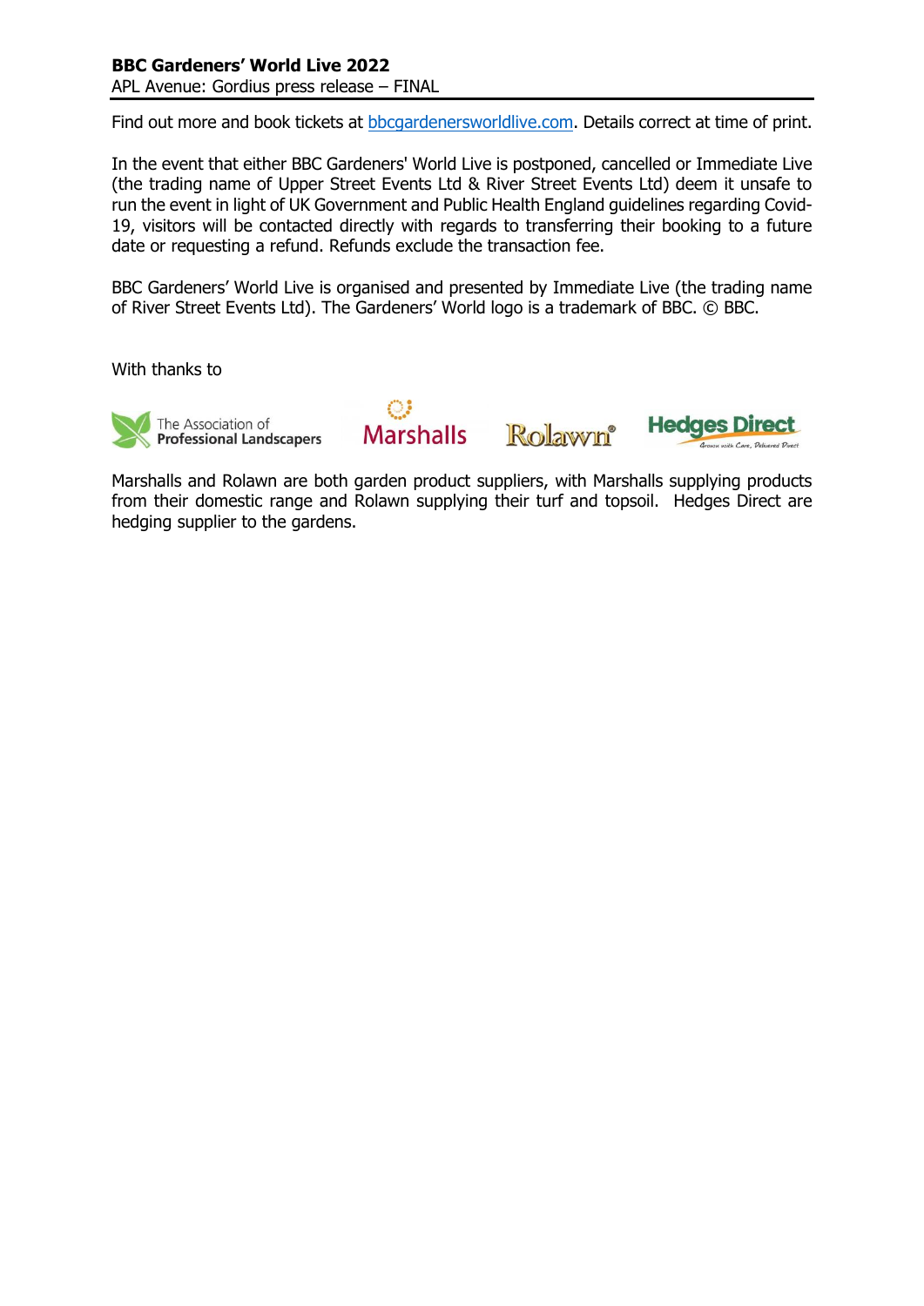Find out more and book tickets at bbcgardenersworldlive.com. Details correct at time of print.

In the event that either BBC Gardeners' World Live is postponed, cancelled or Immediate Live (the trading name of Upper Street Events Ltd & River Street Events Ltd) deem it unsafe to run the event in light of UK Government and Public Health England guidelines regarding Covid-19, visitors will be contacted directly with regards to transferring their booking to a future date or requesting a refund. Refunds exclude the transaction fee.

BBC Gardeners' World Live is organised and presented by Immediate Live (the trading name of River Street Events Ltd). The Gardeners' World logo is a trademark of BBC. © BBC.

With thanks to

The Association of Professional Landscapers    Marshalls    Rolawn®    Hedges Direct

Marshalls and Rolawn are both garden product suppliers, with Marshalls supplying products from their domestic range and Rolawn supplying their turf and topsoil. Hedges Direct are hedging supplier to the gardens.